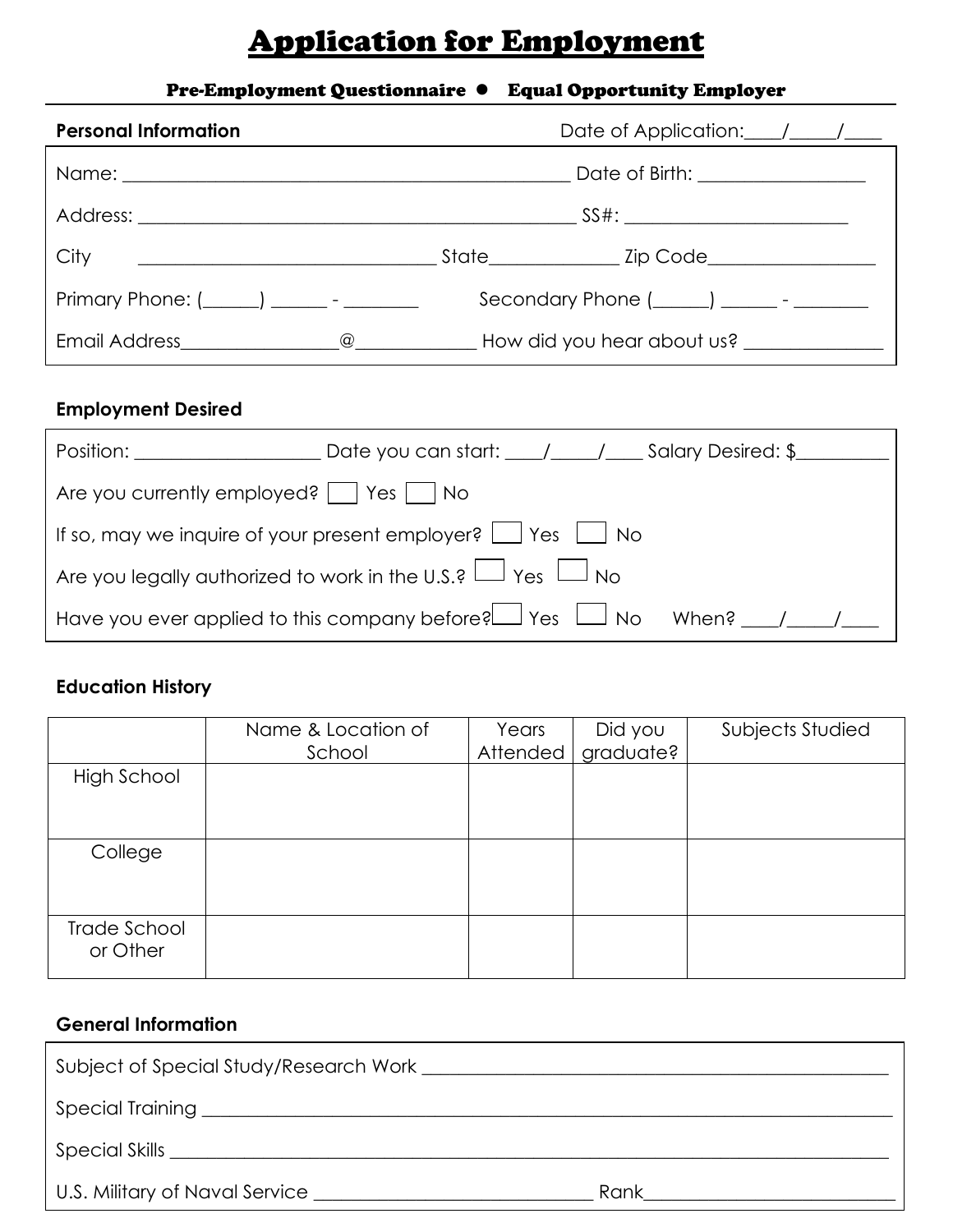# Application for Employment

**Pre-Employment Questionnaire • Equal Opportunity Employer**

**Personal Information** Date of Application:\_\_\_\_/\_\_\_\_\_/\_\_\_\_

Name: \_\_\_\_\_\_\_\_\_\_\_\_\_\_\_\_\_\_\_\_\_\_\_\_\_\_\_\_\_\_\_\_\_\_\_\_\_\_\_\_\_\_\_\_\_\_ Date of Birth: \_\_\_\_\_\_\_\_\_\_\_\_\_\_\_\_\_

Address: \_\_\_\_\_\_\_\_\_\_\_\_\_\_\_\_\_\_\_\_\_\_\_\_\_\_\_\_\_\_\_\_\_\_\_\_\_\_\_\_\_\_\_\_\_\_ SS#: \_\_\_\_\_\_\_\_\_\_\_\_\_\_\_\_\_\_\_\_\_\_\_\_

City \_\_\_\_\_\_\_\_\_\_\_\_\_\_\_\_\_\_\_\_\_\_\_\_\_\_\_\_\_\_\_\_ State\_\_\_\_\_\_\_\_\_\_\_\_\_\_ Zip Code\_\_\_\_\_\_\_\_\_\_\_\_\_\_\_\_\_\_

Primary Phone: (\_\_\_\_\_\_) \_\_\_\_\_\_ - \_\_\_\_\_\_\_\_ Secondary Phone (\_\_\_\_\_\_) \_\_\_\_\_\_ - \_\_\_\_\_\_\_\_

Email Address\_\_\_\_\_\_\_\_\_\_\_\_\_\_\_\_\_@\_\_\_\_\_\_\_\_\_\_\_\_\_ How did you hear about us? \_\_\_\_\_\_\_\_\_\_\_\_\_\_\_

**Employment Desired**

Position: \_\_\_\_\_\_\_\_\_\_\_\_\_\_\_\_\_\_\_\_ Date you can start: \_\_\_\_/\_\_\_\_\_/\_\_\_\_ Salary Desired: $\_\_\_\_\_\_\_\_\_\_

Are you currently employed? ☐ Yes ☐ No

If so, may we inquire of your present employer? ☐ Yes ☐ No

Are you legally authorized to work in the U.S.? ☐ Yes ☐ No

Have you ever applied to this company before? ☐ Yes ☐ No When? \_\_\_\_/\_\_\_\_\_/\_\_\_\_

**Education History**

| | Name & Location of School | Years Attended | Did you graduate? | Subjects Studied |
|---|---|---|---|---|
| High School | | | | |
| College | | | | |
| Trade School or Other | | | | |

**General Information**

Subject of Special Study/Research Work \_\_\_\_\_\_\_\_\_\_\_\_\_\_\_\_\_\_\_\_\_\_\_\_\_\_\_\_\_\_\_\_\_\_\_\_\_\_\_\_\_\_\_\_\_\_\_\_\_\_

Special Training \_\_\_\_\_\_\_\_\_\_\_\_\_\_\_\_\_\_\_\_\_\_\_\_\_\_\_\_\_\_\_\_\_\_\_\_\_\_\_\_\_\_\_\_\_\_\_\_\_\_\_\_\_\_\_\_\_\_\_\_\_\_\_\_\_\_\_\_\_\_\_\_\_\_

Special Skills \_\_\_\_\_\_\_\_\_\_\_\_\_\_\_\_\_\_\_\_\_\_\_\_\_\_\_\_\_\_\_\_\_\_\_\_\_\_\_\_\_\_\_\_\_\_\_\_\_\_\_\_\_\_\_\_\_\_\_\_\_\_\_\_\_\_\_\_\_\_\_\_\_\_\_\_\_

U.S. Military of Naval Service \_\_\_\_\_\_\_\_\_\_\_\_\_\_\_\_\_\_\_\_\_\_\_\_\_\_\_\_\_\_\_ Rank\_\_\_\_\_\_\_\_\_\_\_\_\_\_\_\_\_\_\_\_\_\_\_\_\_\_\_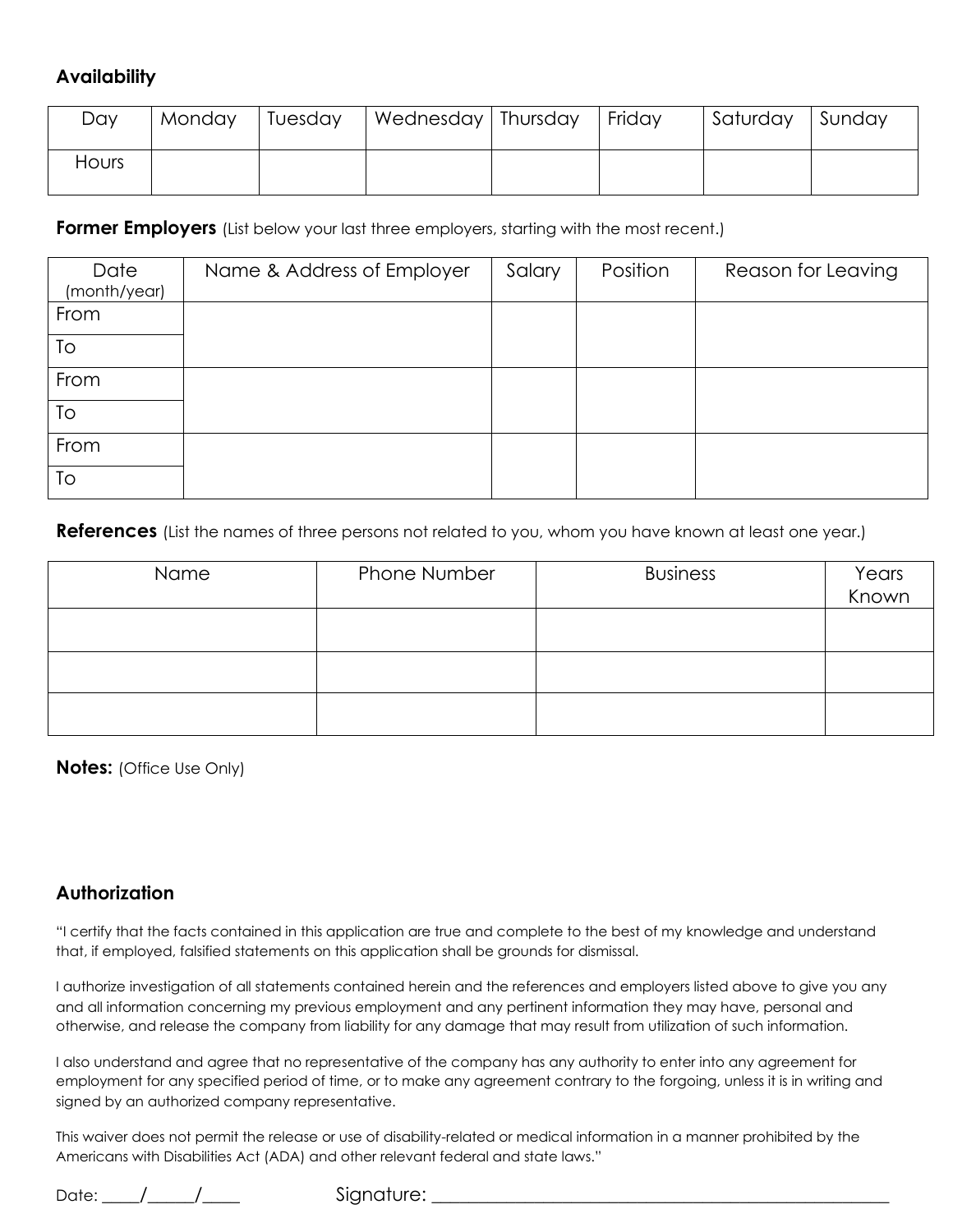## Availability

| Day | Monday | Tuesday | Wednesday | Thursday | Friday | Saturday | Sunday |
|---|---|---|---|---|---|---|---|
| Hours | | | | | | | |

**Former Employers** (List below your last three employers, starting with the most recent.)

| Date (month/year) | Name & Address of Employer | Salary | Position | Reason for Leaving |
|---|---|---|---|---|
| From | | | | |
| To | | | | |
| From | | | | |
| To | | | | |
| From | | | | |
| To | | | | |

**References** (List the names of three persons not related to you, whom you have known at least one year.)

| Name | Phone Number | Business | Years Known |
|---|---|---|---|
| | | | |
| | | | |
| | | | |

**Notes:** (Office Use Only)

## Authorization

"I certify that the facts contained in this application are true and complete to the best of my knowledge and understand that, if employed, falsified statements on this application shall be grounds for dismissal.

I authorize investigation of all statements contained herein and the references and employers listed above to give you any and all information concerning my previous employment and any pertinent information they may have, personal and otherwise, and release the company from liability for any damage that may result from utilization of such information.

I also understand and agree that no representative of the company has any authority to enter into any agreement for employment for any specified period of time, or to make any agreement contrary to the forgoing, unless it is in writing and signed by an authorized company representative.

This waiver does not permit the release or use of disability-related or medical information in a manner prohibited by the Americans with Disabilities Act (ADA) and other relevant federal and state laws."

Date: ____/_____/____ Signature: ______________________________________________